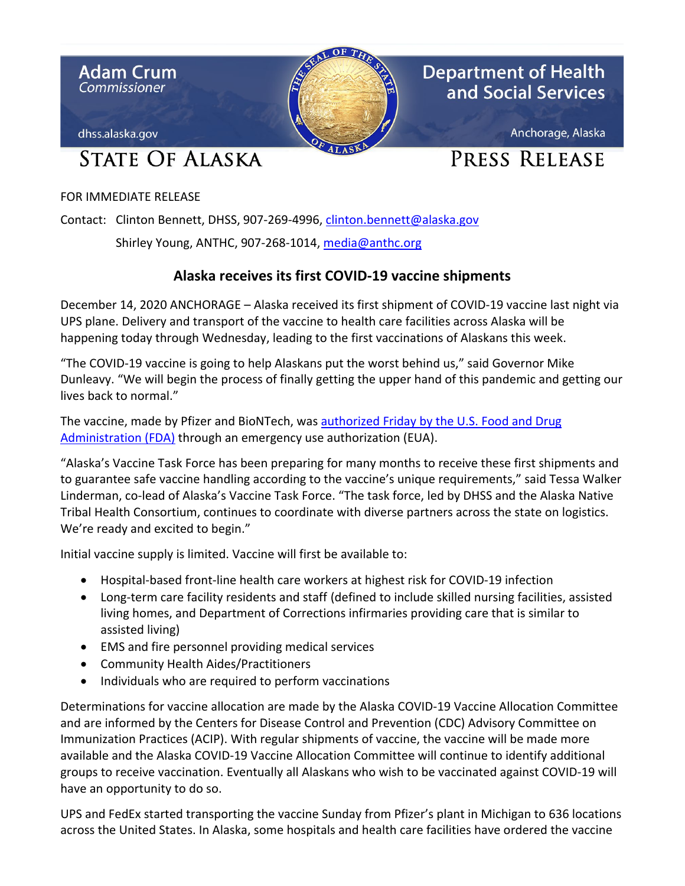Adam Crum
*Commissioner*

dhss.alaska.gov

Department of Health and Social Services

Anchorage, Alaska

STATE OF ALASKA

PRESS RELEASE

FOR IMMEDIATE RELEASE

Contact: Clinton Bennett, DHSS, 907-269-4996, clinton.bennett@alaska.gov
Shirley Young, ANTHC, 907-268-1014, media@anthc.org

## Alaska receives its first COVID-19 vaccine shipments

December 14, 2020 ANCHORAGE – Alaska received its first shipment of COVID-19 vaccine last night via UPS plane. Delivery and transport of the vaccine to health care facilities across Alaska will be happening today through Wednesday, leading to the first vaccinations of Alaskans this week.

"The COVID-19 vaccine is going to help Alaskans put the worst behind us," said Governor Mike Dunleavy. "We will begin the process of finally getting the upper hand of this pandemic and getting our lives back to normal."

The vaccine, made by Pfizer and BioNTech, was authorized Friday by the U.S. Food and Drug Administration (FDA) through an emergency use authorization (EUA).

"Alaska's Vaccine Task Force has been preparing for many months to receive these first shipments and to guarantee safe vaccine handling according to the vaccine's unique requirements," said Tessa Walker Linderman, co-lead of Alaska's Vaccine Task Force. "The task force, led by DHSS and the Alaska Native Tribal Health Consortium, continues to coordinate with diverse partners across the state on logistics. We're ready and excited to begin."

Initial vaccine supply is limited. Vaccine will first be available to:

- Hospital-based front-line health care workers at highest risk for COVID-19 infection
- Long-term care facility residents and staff (defined to include skilled nursing facilities, assisted living homes, and Department of Corrections infirmaries providing care that is similar to assisted living)
- EMS and fire personnel providing medical services
- Community Health Aides/Practitioners
- Individuals who are required to perform vaccinations

Determinations for vaccine allocation are made by the Alaska COVID-19 Vaccine Allocation Committee and are informed by the Centers for Disease Control and Prevention (CDC) Advisory Committee on Immunization Practices (ACIP). With regular shipments of vaccine, the vaccine will be made more available and the Alaska COVID-19 Vaccine Allocation Committee will continue to identify additional groups to receive vaccination. Eventually all Alaskans who wish to be vaccinated against COVID-19 will have an opportunity to do so.

UPS and FedEx started transporting the vaccine Sunday from Pfizer's plant in Michigan to 636 locations across the United States. In Alaska, some hospitals and health care facilities have ordered the vaccine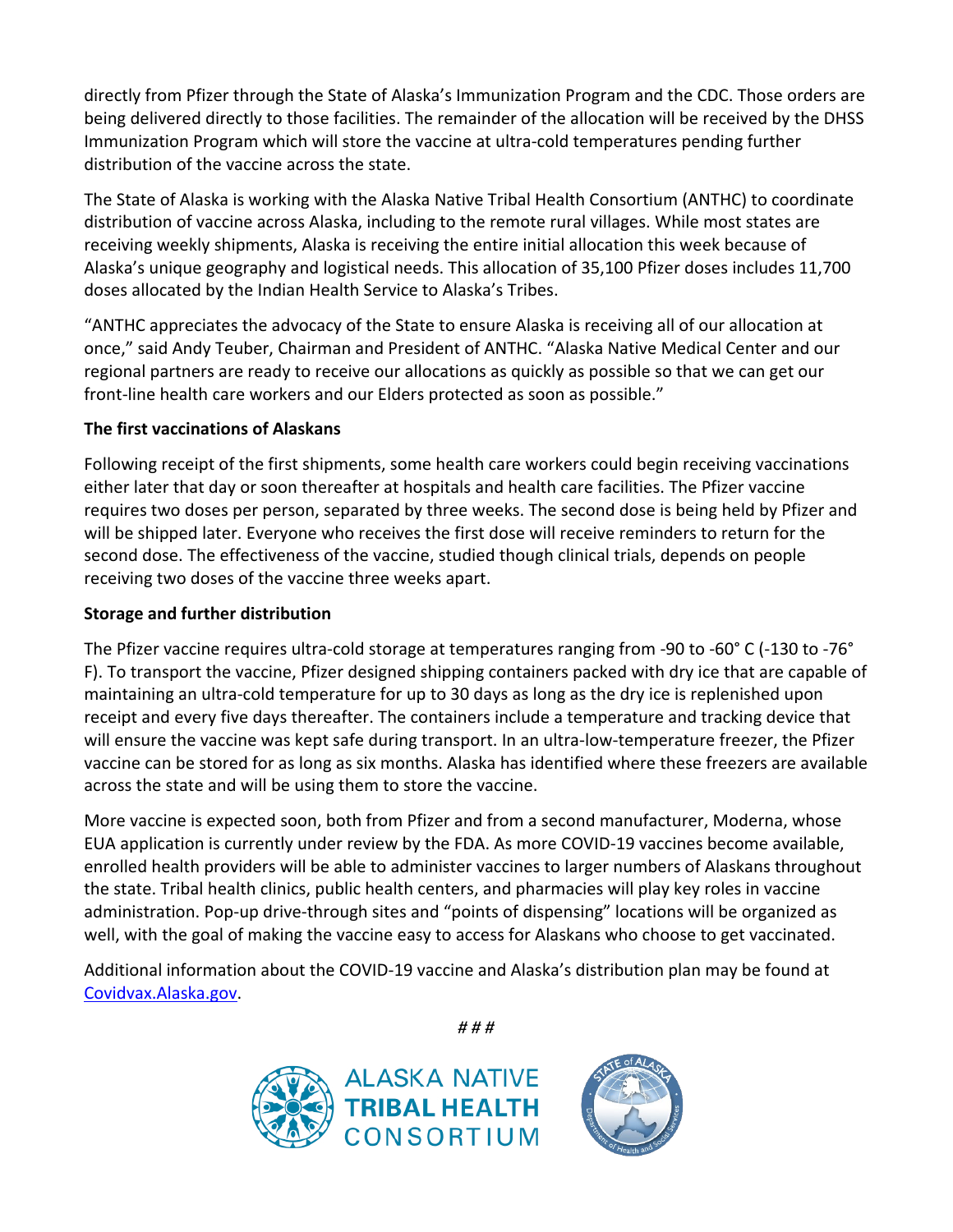directly from Pfizer through the State of Alaska's Immunization Program and the CDC. Those orders are being delivered directly to those facilities. The remainder of the allocation will be received by the DHSS Immunization Program which will store the vaccine at ultra-cold temperatures pending further distribution of the vaccine across the state.

The State of Alaska is working with the Alaska Native Tribal Health Consortium (ANTHC) to coordinate distribution of vaccine across Alaska, including to the remote rural villages. While most states are receiving weekly shipments, Alaska is receiving the entire initial allocation this week because of Alaska's unique geography and logistical needs. This allocation of 35,100 Pfizer doses includes 11,700 doses allocated by the Indian Health Service to Alaska's Tribes.

"ANTHC appreciates the advocacy of the State to ensure Alaska is receiving all of our allocation at once," said Andy Teuber, Chairman and President of ANTHC. "Alaska Native Medical Center and our regional partners are ready to receive our allocations as quickly as possible so that we can get our front-line health care workers and our Elders protected as soon as possible."

**The first vaccinations of Alaskans**

Following receipt of the first shipments, some health care workers could begin receiving vaccinations either later that day or soon thereafter at hospitals and health care facilities. The Pfizer vaccine requires two doses per person, separated by three weeks. The second dose is being held by Pfizer and will be shipped later. Everyone who receives the first dose will receive reminders to return for the second dose. The effectiveness of the vaccine, studied though clinical trials, depends on people receiving two doses of the vaccine three weeks apart.

**Storage and further distribution**

The Pfizer vaccine requires ultra-cold storage at temperatures ranging from -90 to -60° C (-130 to -76° F). To transport the vaccine, Pfizer designed shipping containers packed with dry ice that are capable of maintaining an ultra-cold temperature for up to 30 days as long as the dry ice is replenished upon receipt and every five days thereafter. The containers include a temperature and tracking device that will ensure the vaccine was kept safe during transport. In an ultra-low-temperature freezer, the Pfizer vaccine can be stored for as long as six months. Alaska has identified where these freezers are available across the state and will be using them to store the vaccine.

More vaccine is expected soon, both from Pfizer and from a second manufacturer, Moderna, whose EUA application is currently under review by the FDA. As more COVID-19 vaccines become available, enrolled health providers will be able to administer vaccines to larger numbers of Alaskans throughout the state. Tribal health clinics, public health centers, and pharmacies will play key roles in vaccine administration. Pop-up drive-through sites and "points of dispensing" locations will be organized as well, with the goal of making the vaccine easy to access for Alaskans who choose to get vaccinated.

Additional information about the COVID-19 vaccine and Alaska's distribution plan may be found at [Covidvax.Alaska.gov](https://Covidvax.Alaska.gov).

*# # #*

ALASKA NATIVE TRIBAL HEALTH CONSORTIUM

STATE of ALASKA Department of Health and Social Services